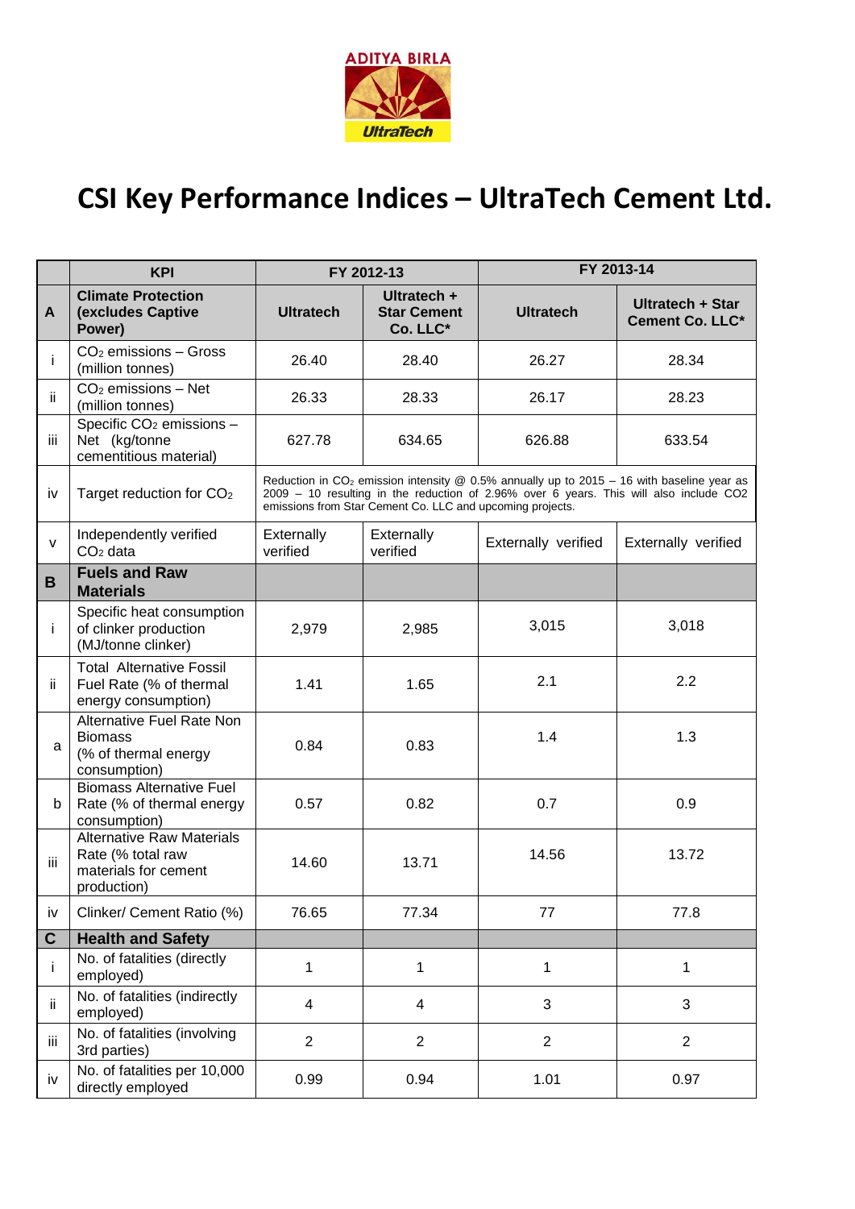ADITYA BIRLA

UltraTech

# CSI Key Performance Indices – UltraTech Cement Ltd.

| | KPI | FY 2012-13 | | FY 2013-14 | |
|---|---|---|---|---|---|
| **A** | **Climate Protection (excludes Captive Power)** | **Ultratech** | **Ultratech + Star Cement Co. LLC*** | **Ultratech** | **Ultratech + Star Cement Co. LLC*** |
| i | $CO_2$ emissions – Gross (million tonnes) | 26.40 | 28.40 | 26.27 | 28.34 |
| ii | $CO_2$ emissions – Net (million tonnes) | 26.33 | 28.33 | 26.17 | 28.23 |
| iii | Specific $CO_2$ emissions – Net (kg/tonne cementitious material) | 627.78 | 634.65 | 626.88 | 633.54 |
| iv | Target reduction for $CO_2$ | Reduction in $CO_2$ emission intensity @ 0.5% annually up to 2015 – 16 with baseline year as 2009 – 10 resulting in the reduction of 2.96% over 6 years. This will also include CO2 emissions from Star Cement Co. LLC and upcoming projects. | | | |
| v | Independently verified $CO_2$ data | Externally verified | Externally verified | Externally verified | Externally verified |
| **B** | **Fuels and Raw Materials** | | | | |
| i | Specific heat consumption of clinker production (MJ/tonne clinker) | 2,979 | 2,985 | 3,015 | 3,018 |
| ii | Total Alternative Fossil Fuel Rate (% of thermal energy consumption) | 1.41 | 1.65 | 2.1 | 2.2 |
| a | Alternative Fuel Rate Non Biomass (% of thermal energy consumption) | 0.84 | 0.83 | 1.4 | 1.3 |
| b | Biomass Alternative Fuel Rate (% of thermal energy consumption) | 0.57 | 0.82 | 0.7 | 0.9 |
| iii | Alternative Raw Materials Rate (% total raw materials for cement production) | 14.60 | 13.71 | 14.56 | 13.72 |
| iv | Clinker/ Cement Ratio (%) | 76.65 | 77.34 | 77 | 77.8 |
| **C** | **Health and Safety** | | | | |
| i | No. of fatalities (directly employed) | 1 | 1 | 1 | 1 |
| ii | No. of fatalities (indirectly employed) | 4 | 4 | 3 | 3 |
| iii | No. of fatalities (involving 3rd parties) | 2 | 2 | 2 | 2 |
| iv | No. of fatalities per 10,000 directly employed | 0.99 | 0.94 | 1.01 | 0.97 |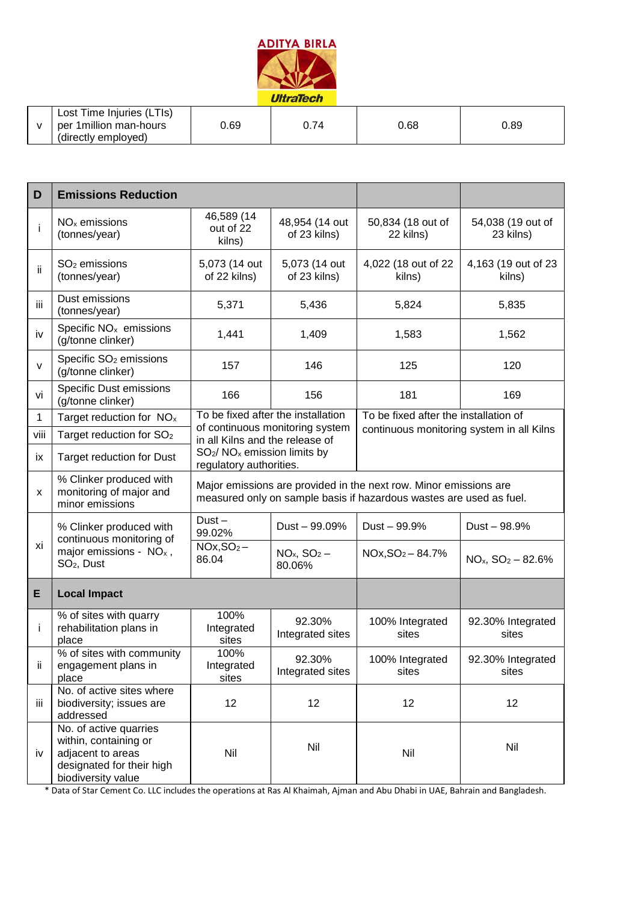| | | | | | |
|---|---|---|---|---|---|
| v | Lost Time Injuries (LTIs) per 1million man-hours (directly employed) | 0.69 | 0.74 | 0.68 | 0.89 |
| **D** | **Emissions Reduction** | | | | |
| i | $NO_x$ emissions (tonnes/year) | 46,589 (14 out of 22 kilns) | 48,954 (14 out of 23 kilns) | 50,834 (18 out of 22 kilns) | 54,038 (19 out of 23 kilns) |
| ii | $SO_2$ emissions (tonnes/year) | 5,073 (14 out of 22 kilns) | 5,073 (14 out of 23 kilns) | 4,022 (18 out of 22 kilns) | 4,163 (19 out of 23 kilns) |
| iii | Dust emissions (tonnes/year) | 5,371 | 5,436 | 5,824 | 5,835 |
| iv | Specific $NO_x$ emissions (g/tonne clinker) | 1,441 | 1,409 | 1,583 | 1,562 |
| v | Specific $SO_2$ emissions (g/tonne clinker) | 157 | 146 | 125 | 120 |
| vi | Specific Dust emissions (g/tonne clinker) | 166 | 156 | 181 | 169 |
| 1 | Target reduction for $NO_x$ | To be fixed after the installation of continuous monitoring system in all Kilns and the release of $SO_2$/ $NO_x$ emission limits by regulatory authorities. | | To be fixed after the installation of continuous monitoring system in all Kilns | |
| viii | Target reduction for $SO_2$ | | | | |
| ix | Target reduction for Dust | | | | |
| x | % Clinker produced with monitoring of major and minor emissions | Major emissions are provided in the next row. Minor emissions are measured only on sample basis if hazardous wastes are used as fuel. | | | |
| xi | % Clinker produced with continuous monitoring of major emissions - $NO_x$ , $SO_2$, Dust | Dust – 99.02% | Dust – 99.09% | Dust – 99.9% | Dust – 98.9% |
| | | $NOx,SO_2$ – 86.04 | $NO_x$, $SO_2$ – 80.06% | $NOx,SO_2$ – 84.7% | $NO_x$, $SO_2$ – 82.6% |
| **E** | **Local Impact** | | | | |
| i | % of sites with quarry rehabilitation plans in place | 100% Integrated sites | 92.30% Integrated sites | 100% Integrated sites | 92.30% Integrated sites |
| ii | % of sites with community engagement plans in place | 100% Integrated sites | 92.30% Integrated sites | 100% Integrated sites | 92.30% Integrated sites |
| iii | No. of active sites where biodiversity; issues are addressed | 12 | 12 | 12 | 12 |
| iv | No. of active quarries within, containing or adjacent to areas designated for their high biodiversity value | Nil | Nil | Nil | Nil |

* Data of Star Cement Co. LLC includes the operations at Ras Al Khaimah, Ajman and Abu Dhabi in UAE, Bahrain and Bangladesh.